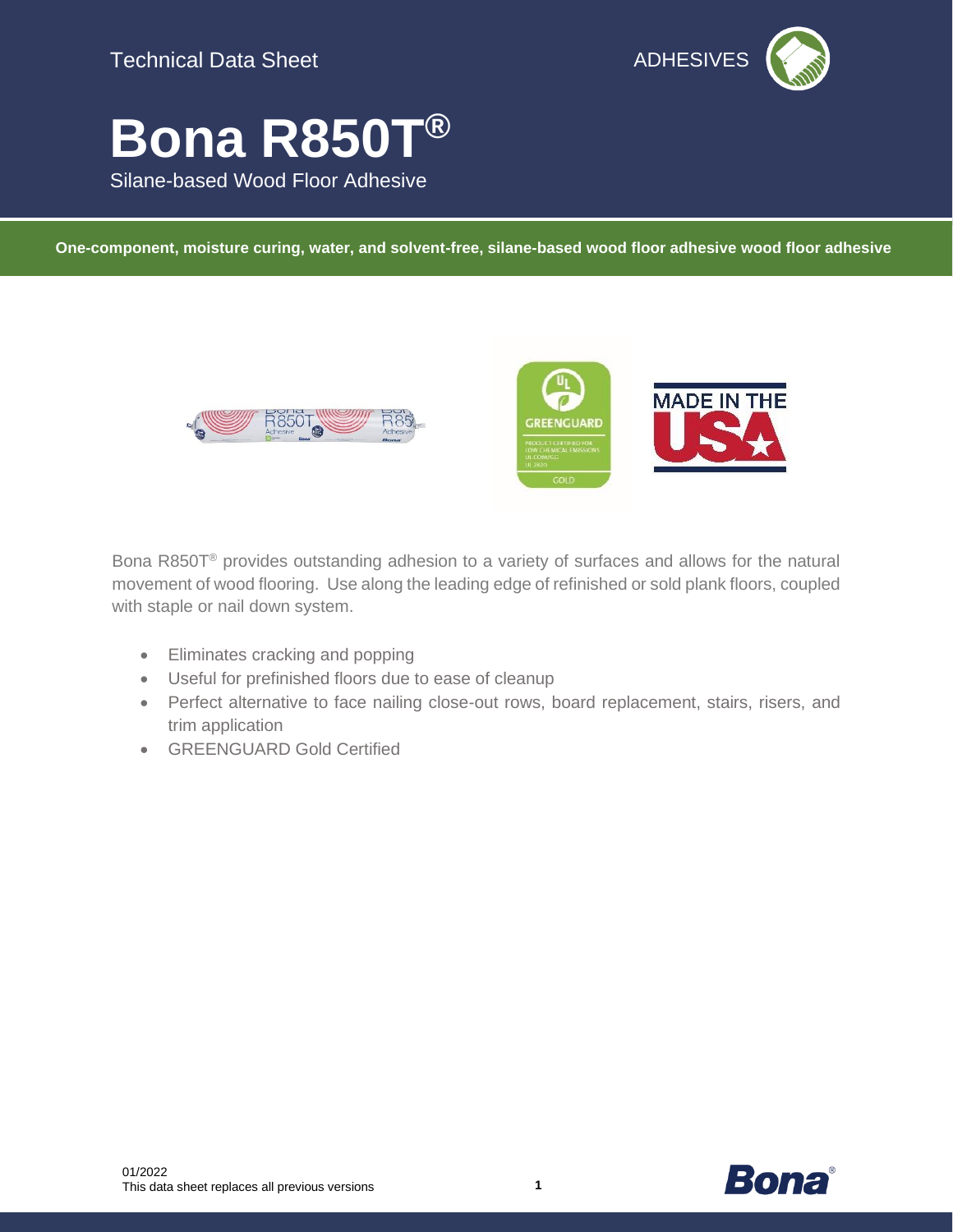Technical Data Sheet

ADHESIVES

# Bona R850T®

Silane-based Wood Floor Adhesive

**One-component, moisture curing, water, and solvent-free, silane-based wood floor adhesive wood floor adhesive**

Bona R850T® provides outstanding adhesion to a variety of surfaces and allows for the natural movement of wood flooring. Use along the leading edge of refinished or sold plank floors, coupled with staple or nail down system.

- Eliminates cracking and popping
- Useful for prefinished floors due to ease of cleanup
- Perfect alternative to face nailing close-out rows, board replacement, stairs, risers, and trim application
- GREENGUARD Gold Certified

01/2022
This data sheet replaces all previous versions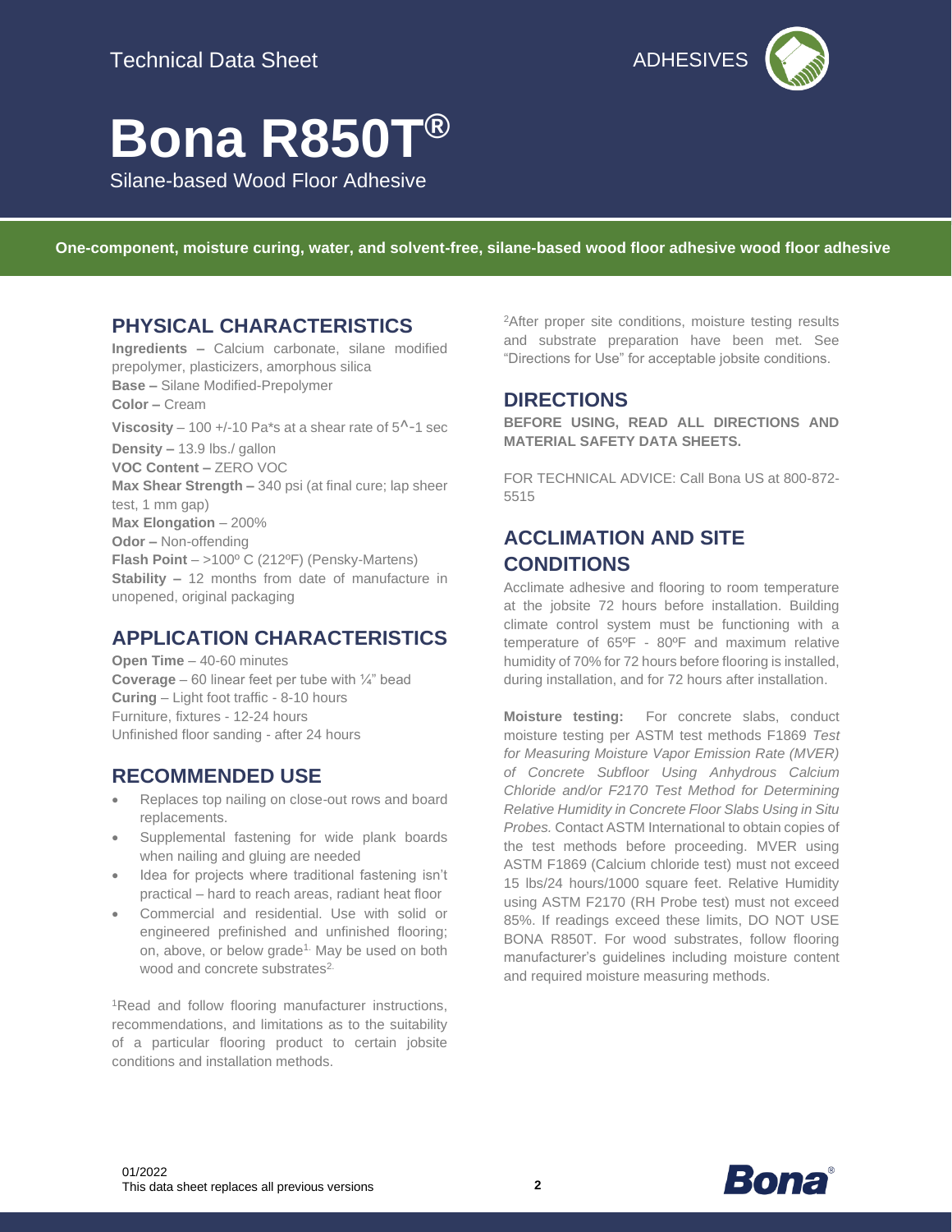Technical Data Sheet

ADHESIVES

# Bona R850T®

Silane-based Wood Floor Adhesive

**One-component, moisture curing, water, and solvent-free, silane-based wood floor adhesive wood floor adhesive**

## PHYSICAL CHARACTERISTICS

**Ingredients –** Calcium carbonate, silane modified prepolymer, plasticizers, amorphous silica
**Base –** Silane Modified-Prepolymer
**Color –** Cream
**Viscosity** – 100 +/-10 Pa*s at a shear rate of 5^-1 sec
**Density –** 13.9 lbs./ gallon
**VOC Content –** ZERO VOC
**Max Shear Strength –** 340 psi (at final cure; lap sheer test, 1 mm gap)
**Max Elongation** – 200%
**Odor –** Non-offending
**Flash Point** – >100º C (212ºF) (Pensky-Martens)
**Stability –** 12 months from date of manufacture in unopened, original packaging

## APPLICATION CHARACTERISTICS

**Open Time** – 40-60 minutes
**Coverage** – 60 linear feet per tube with ¼" bead
**Curing** – Light foot traffic - 8-10 hours
Furniture, fixtures - 12-24 hours
Unfinished floor sanding - after 24 hours

## RECOMMENDED USE

- Replaces top nailing on close-out rows and board replacements.
- Supplemental fastening for wide plank boards when nailing and gluing are needed
- Idea for projects where traditional fastening isn't practical – hard to reach areas, radiant heat floor
- Commercial and residential. Use with solid or engineered prefinished and unfinished flooring; on, above, or below grade[1.] May be used on both wood and concrete substrates[2.]

[1]Read and follow flooring manufacturer instructions, recommendations, and limitations as to the suitability of a particular flooring product to certain jobsite conditions and installation methods.

[2]After proper site conditions, moisture testing results and substrate preparation have been met. See "Directions for Use" for acceptable jobsite conditions.

## DIRECTIONS

**BEFORE USING, READ ALL DIRECTIONS AND MATERIAL SAFETY DATA SHEETS.**

FOR TECHNICAL ADVICE: Call Bona US at 800-872-5515

## ACCLIMATION AND SITE CONDITIONS

Acclimate adhesive and flooring to room temperature at the jobsite 72 hours before installation. Building climate control system must be functioning with a temperature of 65ºF - 80ºF and maximum relative humidity of 70% for 72 hours before flooring is installed, during installation, and for 72 hours after installation.

**Moisture testing:** For concrete slabs, conduct moisture testing per ASTM test methods F1869 *Test for Measuring Moisture Vapor Emission Rate (MVER) of Concrete Subfloor Using Anhydrous Calcium Chloride and/or F2170 Test Method for Determining Relative Humidity in Concrete Floor Slabs Using in Situ Probes.* Contact ASTM International to obtain copies of the test methods before proceeding. MVER using ASTM F1869 (Calcium chloride test) must not exceed 15 lbs/24 hours/1000 square feet. Relative Humidity using ASTM F2170 (RH Probe test) must not exceed 85%. If readings exceed these limits, DO NOT USE BONA R850T. For wood substrates, follow flooring manufacturer's guidelines including moisture content and required moisture measuring methods.

01/2022
This data sheet replaces all previous versions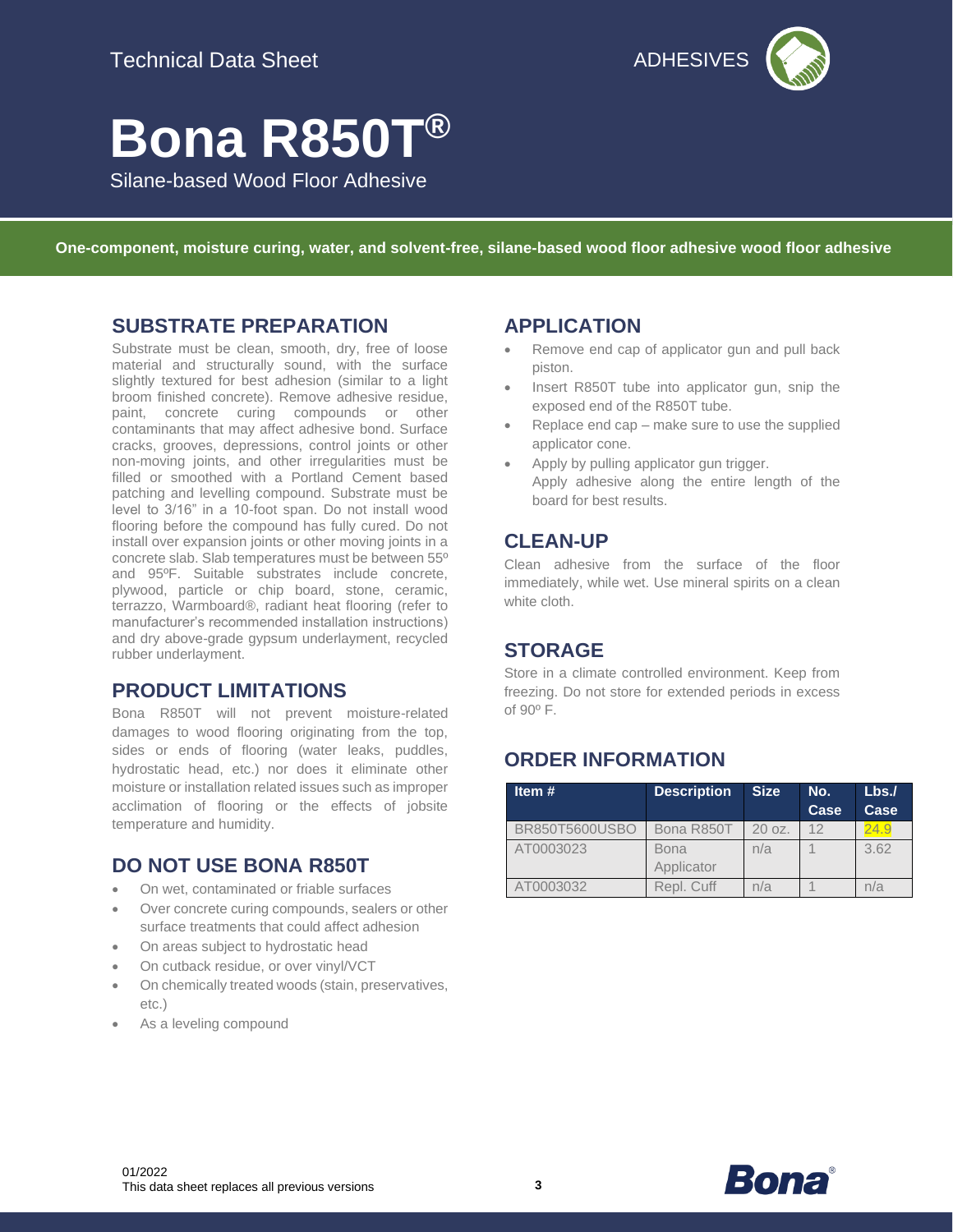Technical Data Sheet

ADHESIVES

# Bona R850T®

Silane-based Wood Floor Adhesive

**One-component, moisture curing, water, and solvent-free, silane-based wood floor adhesive wood floor adhesive**

## SUBSTRATE PREPARATION

Substrate must be clean, smooth, dry, free of loose material and structurally sound, with the surface slightly textured for best adhesion (similar to a light broom finished concrete). Remove adhesive residue, paint, concrete curing compounds or other contaminants that may affect adhesive bond. Surface cracks, grooves, depressions, control joints or other non-moving joints, and other irregularities must be filled or smoothed with a Portland Cement based patching and levelling compound. Substrate must be level to 3/16" in a 10-foot span. Do not install wood flooring before the compound has fully cured. Do not install over expansion joints or other moving joints in a concrete slab. Slab temperatures must be between 55º and 95ºF. Suitable substrates include concrete, plywood, particle or chip board, stone, ceramic, terrazzo, Warmboard®, radiant heat flooring (refer to manufacturer's recommended installation instructions) and dry above-grade gypsum underlayment, recycled rubber underlayment.

## PRODUCT LIMITATIONS

Bona R850T will not prevent moisture-related damages to wood flooring originating from the top, sides or ends of flooring (water leaks, puddles, hydrostatic head, etc.) nor does it eliminate other moisture or installation related issues such as improper acclimation of flooring or the effects of jobsite temperature and humidity.

## DO NOT USE BONA R850T

- On wet, contaminated or friable surfaces
- Over concrete curing compounds, sealers or other surface treatments that could affect adhesion
- On areas subject to hydrostatic head
- On cutback residue, or over vinyl/VCT
- On chemically treated woods (stain, preservatives, etc.)
- As a leveling compound

## APPLICATION

- Remove end cap of applicator gun and pull back piston.
- Insert R850T tube into applicator gun, snip the exposed end of the R850T tube.
- Replace end cap – make sure to use the supplied applicator cone.
- Apply by pulling applicator gun trigger.
  Apply adhesive along the entire length of the board for best results.

## CLEAN-UP

Clean adhesive from the surface of the floor immediately, while wet. Use mineral spirits on a clean white cloth.

## STORAGE

Store in a climate controlled environment. Keep from freezing. Do not store for extended periods in excess of 90º F.

## ORDER INFORMATION

| Item # | Description | Size | No. Case | Lbs./ Case |
|---|---|---|---|---|
| BR850T5600USBO | Bona R850T | 20 oz. | 12 | 24.9 |
| AT0003023 | Bona Applicator | n/a | 1 | 3.62 |
| AT0003032 | Repl. Cuff | n/a | 1 | n/a |

01/2022
This data sheet replaces all previous versions